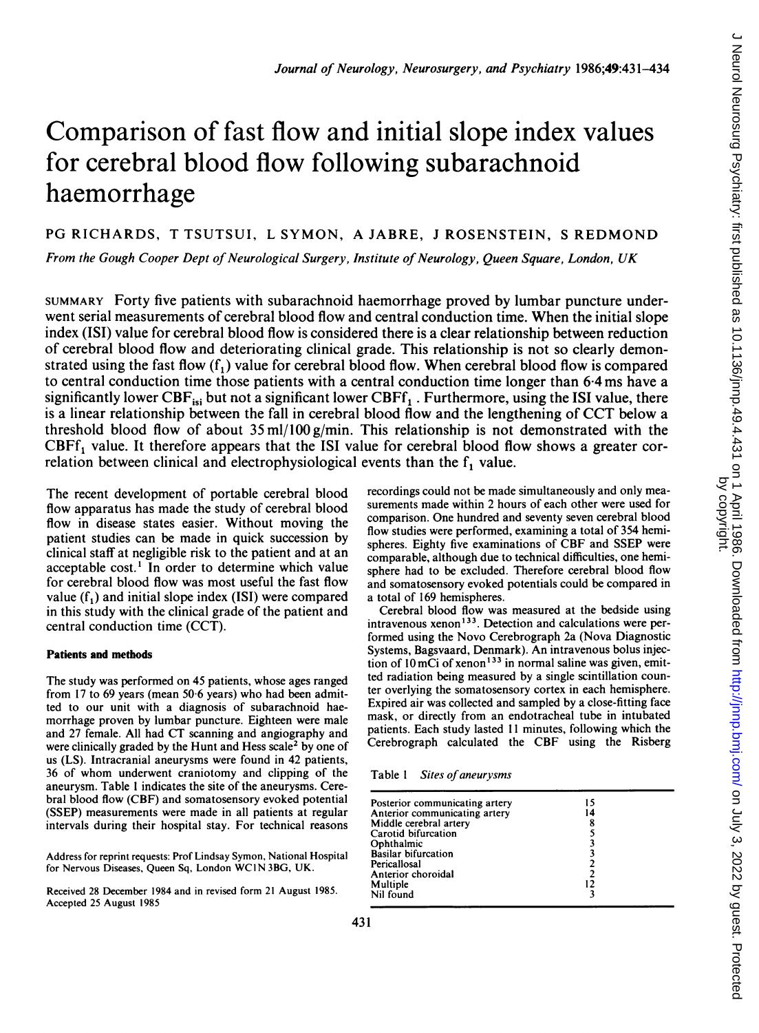# Comparison of fast flow and initial slope index values for cerebral blood flow following subarachnoid haemorrhage

PG RICHARDS, T TSUTSUI, L SYMON, A JABRE, J ROSENSTEIN, S REDMOND

*From the Gough Cooper Dept of Neurological Surgery, Institute of Neurology, Queen Square, London, UK*

SUMMARY Forty five patients with subarachnoid haemorrhage proved by lumbar puncture underwent serial measurements of cerebral blood flow and central conduction time. When the initial slope index (ISI) value for cerebral blood flow is considered there is a clear relationship between reduction of cerebral blood flow and deteriorating clinical grade. This relationship is not so clearly demonstrated using the fast flow ($f_1$) value for cerebral blood flow. When cerebral blood flow is compared to central conduction time those patients with a central conduction time longer than 6·4 ms have a significantly lower $CBF_{isi}$ but not a significant lower $CBFf_1$. Furthermore, using the ISI value, there is a linear relationship between the fall in cerebral blood flow and the lengthening of CCT below a threshold blood flow of about 35 ml/100 g/min. This relationship is not demonstrated with the $CBFf_1$ value. It therefore appears that the ISI value for cerebral blood flow shows a greater correlation between clinical and electrophysiological events than the $f_1$ value.

The recent development of portable cerebral blood flow apparatus has made the study of cerebral blood flow in disease states easier. Without moving the patient studies can be made in quick succession by clinical staff at negligible risk to the patient and at an acceptable cost.[1] In order to determine which value for cerebral blood flow was most useful the fast flow value ($f_1$) and initial slope index (ISI) were compared in this study with the clinical grade of the patient and central conduction time (CCT).

## Patients and methods

The study was performed on 45 patients, whose ages ranged from 17 to 69 years (mean 50·6 years) who had been admitted to our unit with a diagnosis of subarachnoid haemorrhage proven by lumbar puncture. Eighteen were male and 27 female. All had CT scanning and angiography and were clinically graded by the Hunt and Hess scale[2] by one of us (LS). Intracranial aneurysms were found in 42 patients, 36 of whom underwent craniotomy and clipping of the aneurysm. Table 1 indicates the site of the aneurysms. Cerebral blood flow (CBF) and somatosensory evoked potential (SSEP) measurements were made in all patients at regular intervals during their hospital stay. For technical reasons recordings could not be made simultaneously and only measurements made within 2 hours of each other were used for comparison. One hundred and seventy seven cerebral blood flow studies were performed, examining a total of 354 hemispheres. Eighty five examinations of CBF and SSEP were comparable, although due to technical difficulties, one hemisphere had to be excluded. Therefore cerebral blood flow and somatosensory evoked potentials could be compared in a total of 169 hemispheres.

Cerebral blood flow was measured at the bedside using intravenous xenon[133]. Detection and calculations were performed using the Novo Cerebrograph 2a (Nova Diagnostic Systems, Bagsvaard, Denmark). An intravenous bolus injection of 10 mCi of xenon[133] in normal saline was given, emitted radiation being measured by a single scintillation counter overlying the somatosensory cortex in each hemisphere. Expired air was collected and sampled by a close-fitting face mask, or directly from an endotracheal tube in intubated patients. Each study lasted 11 minutes, following which the Cerebrograph calculated the CBF using the Risberg

Table 1 *Sites of aneurysms*

| | |
|---|---|
| Posterior communicating artery | 15 |
| Anterior communicating artery | 14 |
| Middle cerebral artery | 8 |
| Carotid bifurcation | 5 |
| Ophthalmic | 3 |
| Basilar bifurcation | 3 |
| Pericallosal | 2 |
| Anterior choroidal | 2 |
| Multiple | 12 |
| Nil found | 3 |

Address for reprint requests: Prof Lindsay Symon, National Hospital for Nervous Diseases, Queen Sq, London WC1N 3BG, UK.

Received 28 December 1984 and in revised form 21 August 1985. Accepted 25 August 1985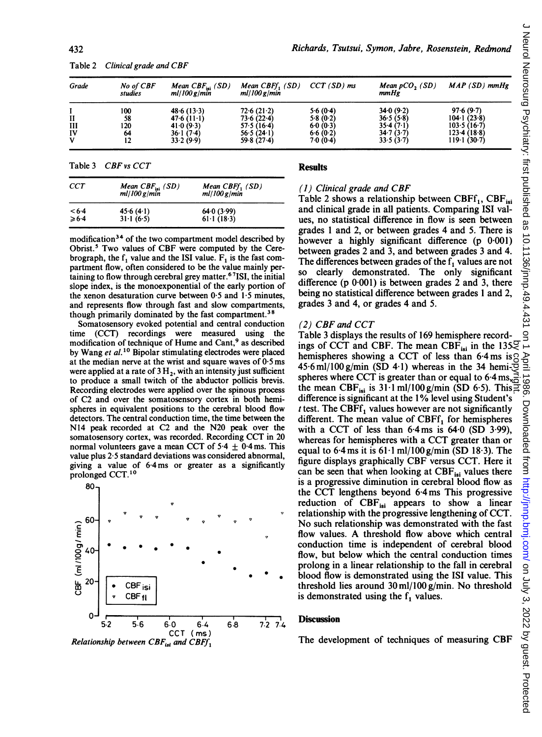Table 2 *Clinical grade and CBF*

| Grade | No of CBF studies | Mean $CBF_{isi}$ (SD) ml/100 g/min | Mean $CBFf_1$ (SD) ml/100 g/min | CCT (SD) ms | Mean $pCO_2$ (SD) mmHg | MAP (SD) mmHg |
|---|---|---|---|---|---|---|
| I | 100 | 48·6 (13·3) | 72·6 (21·2) | 5·6 (0·4) | 34·0 (9·2) | 97·6 (9·7) |
| II | 58 | 47·6 (11·1) | 73·6 (22·4) | 5·8 (0·2) | 36·5 (5·8) | 104·1 (23·8) |
| III | 120 | 41·0 (9·3) | 57·5 (16·4) | 6·0 (0·3) | 35·4 (7·1) | 103·5 (16·7) |
| IV | 64 | 36·1 (7·4) | 56·5 (24·1) | 6·6 (0·2) | 34·7 (3·7) | 123·4 (18·8) |
| V | 12 | 33·2 (9·9) | 59·8 (27·4) | 7·0 (0·4) | 33·5 (3·7) | 119·1 (30·7) |

Table 3 *CBF vs CCT*

| CCT | Mean $CBF_{isi}$ (SD) ml/100 g/min | Mean $CBFf_1$ (SD) ml/100 g/min |
|---|---|---|
| < 6·4 | 45·6 (4·1) | 64·0 (3·99) |
| ≥ 6·4 | 31·1 (6·5) | 61·1 (18·3) |

modification[34] of the two compartment model described by Obrist.[5] Two values of CBF were computed by the Cerebrograph, the $f_1$ value and the ISI value. $F_1$ is the fast compartment flow, often considered to be the value mainly pertaining to flow through cerebral grey matter.[6,7] ISI, the initial slope index, is the monoexponential of the early portion of the xenon desaturation curve between 0·5 and 1·5 minutes, and represents flow through fast and slow compartments, though primarily dominated by the fast compartment.[3,8]

Somatosensory evoked potential and central conduction time (CCT) recordings were measured using the modification of technique of Hume and Cant,[9] as described by Wang *et al.*[10] Bipolar stimulating electrodes were placed at the median nerve at the wrist and square waves of 0·5 ms were applied at a rate of 3 $H_2$, with an intensity just sufficient to produce a small twitch of the abductor pollicis brevis. Recording electrodes were applied over the spinous process of C2 and over the somatosensory cortex in both hemispheres in equivalent positions to the cerebral blood flow detectors. The central conduction time, the time between the N14 peak recorded at C2 and the N20 peak over the somatosensory cortex, was recorded. Recording CCT in 20 normal volunteers gave a mean CCT of 5·4 ± 0·4 ms. This value plus 2·5 standard deviations was considered abnormal, giving a value of 6·4 ms or greater as a significantly prolonged CCT.[10]

*Relationship between $CBF_{isi}$ and $CBFf_1$*

## Results

### (1) Clinical grade and CBF

Table 2 shows a relationship between $CBFf_1$, $CBF_{isi}$ and clinical grade in all patients. Comparing ISI values, no statistical difference in flow is seen between grades 1 and 2, or between grades 4 and 5. There is however a highly significant difference (p 0·001) between grades 2 and 3, and between grades 3 and 4. The differences between grades of the $f_1$ values are not so clearly demonstrated. The only significant difference (p 0·001) is between grades 2 and 3, there being no statistical difference between grades 1 and 2, grades 3 and 4, or grades 4 and 5.

### (2) CBF and CCT

Table 3 displays the results of 169 hemisphere recordings of CCT and CBF. The mean $CBF_{isi}$ in the 135 hemispheres showing a CCT of less than 6·4 ms is 45·6 ml/100 g/min (SD 4·1) whereas in the 34 hemispheres where CCT is greater than or equal to 6·4 ms, the mean $CBF_{isi}$ is 31·1 ml/100 g/min (SD 6·5). This difference is significant at the 1% level using Student's *t* test. The $CBFf_1$ values however are not significantly different. The mean value of $CBFf_1$ for hemispheres with a CCT of less than 6·4 ms is 64·0 (SD 3·99), whereas for hemispheres with a CCT greater than or equal to 6·4 ms it is 61·1 ml/100 g/min (SD 18·3). The figure displays graphically CBF versus CCT. Here it can be seen that when looking at $CBF_{isi}$ values there is a progressive diminution in cerebral blood flow as the CCT lengthens beyond 6·4 ms This progressive reduction of $CBF_{isi}$ appears to show a linear relationship with the progressive lengthening of CCT. No such relationship was demonstrated with the fast flow values. A threshold flow above which central conduction time is independent of cerebral blood flow, but below which the central conduction times prolong in a linear relationship to the fall in cerebral blood flow is demonstrated using the ISI value. This threshold lies around 30 ml/100 g/min. No threshold is demonstrated using the $f_1$ values.

## Discussion

The development of techniques of measuring CBF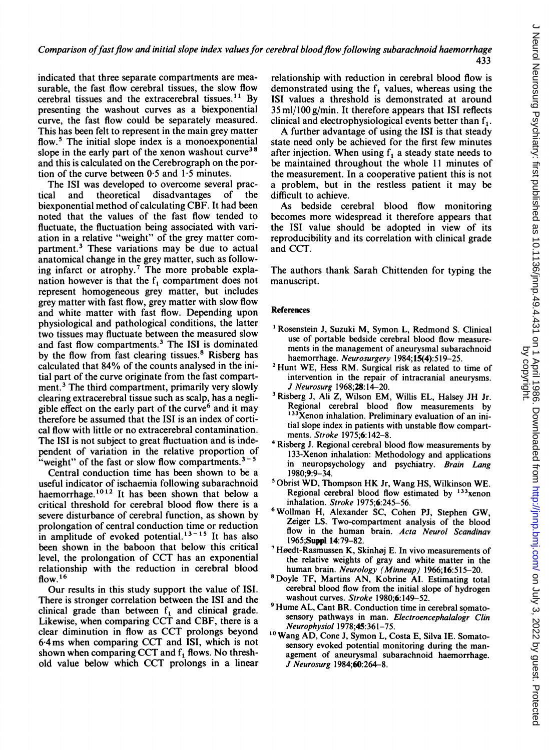indicated that three separate compartments are measurable, the fast flow cerebral tissues, the slow flow cerebral tissues and the extracerebral tissues.[11] By presenting the washout curves as a biexponential curve, the fast flow could be separately measured. This has been felt to represent in the main grey matter flow.[5] The initial slope index is a monoexponential slope in the early part of the xenon washout curve[3,8] and this is calculated on the Cerebrograph on the portion of the curve between 0·5 and 1·5 minutes.

The ISI was developed to overcome several practical and theoretical disadvantages of the biexponential method of calculating CBF. It had been noted that the values of the fast flow tended to fluctuate, the fluctuation being associated with variation in a relative "weight" of the grey matter compartment.[3] These variations may be due to actual anatomical change in the grey matter, such as following infarct or atrophy.[7] The more probable explanation however is that the $f_1$ compartment does not represent homogeneous grey matter, but includes grey matter with fast flow, grey matter with slow flow and white matter with fast flow. Depending upon physiological and pathological conditions, the latter two tissues may fluctuate between the measured slow and fast flow compartments.[3] The ISI is dominated by the flow from fast clearing tissues.[8] Risberg has calculated that 84% of the counts analysed in the initial part of the curve originate from the fast compartment.[3] The third compartment, primarily very slowly clearing extracerebral tissue such as scalp, has a negligible effect on the early part of the curve[6] and it may therefore be assumed that the ISI is an index of cortical flow with little or no extracerebral contamination. The ISI is not subject to great fluctuation and is independent of variation in the relative proportion of "weight" of the fast or slow flow compartments.[3-5]

Central conduction time has been shown to be a useful indicator of ischaemia following subarachnoid haemorrhage.[10,12] It has been shown that below a critical threshold for cerebral blood flow there is a severe disturbance of cerebral function, as shown by prolongation of central conduction time or reduction in amplitude of evoked potential.[13-15] It has also been shown in the baboon that below this critical level, the prolongation of CCT has an exponential relationship with the reduction in cerebral blood flow.[16]

Our results in this study support the value of ISI. There is stronger correlation between the ISI and the clinical grade than between $f_1$ and clinical grade. Likewise, when comparing CCT and CBF, there is a clear diminution in flow as CCT prolongs beyond 6·4 ms when comparing CCT and ISI, which is not shown when comparing CCT and $f_1$ flows. No threshold value below which CCT prolongs in a linear relationship with reduction in cerebral blood flow is demonstrated using the $f_1$ values, whereas using the ISI values a threshold is demonstrated at around 35 ml/100 g/min. It therefore appears that ISI reflects clinical and electrophysiological events better than $f_1$.

A further advantage of using the ISI is that steady state need only be achieved for the first few minutes after injection. When using $f_1$ a steady state needs to be maintained throughout the whole 11 minutes of the measurement. In a cooperative patient this is not a problem, but in the restless patient it may be difficult to achieve.

As bedside cerebral blood flow monitoring becomes more widespread it therefore appears that the ISI value should be adopted in view of its reproducibility and its correlation with clinical grade and CCT.

The authors thank Sarah Chittenden for typing the manuscript.

## References

1. Rosenstein J, Suzuki M, Symon L, Redmond S. Clinical use of portable bedside cerebral blood flow measurements in the management of aneurysmal subarachnoid haemorrhage. *Neurosurgery* 1984;**15(4)**:519–25.
2. Hunt WE, Hess RM. Surgical risk as related to time of intervention in the repair of intracranial aneurysms. *J Neurosurg* 1968;**28**:14–20.
3. Risberg J, Ali Z, Wilson EM, Willis EL, Halsey JH Jr. Regional cerebral blood flow measurements by $^{133}$Xenon inhalation. Preliminary evaluation of an initial slope index in patients with unstable flow compartments. *Stroke* 1975;**6**:142–8.
4. Risberg J. Regional cerebral blood flow measurements by 133-Xenon inhalation: Methodology and applications in neuropsychology and psychiatry. *Brain Lang* 1980;**9**:9–34.
5. Obrist WD, Thompson HK Jr, Wang HS, Wilkinson WE. Regional cerebral blood flow estimated by $^{133}$xenon inhalation. *Stroke* 1975;**6**:245–56.
6. Wollman H, Alexander SC, Cohen PJ, Stephen GW, Zeiger LS. Two-compartment analysis of the blood flow in the human brain. *Acta Neurol Scandinav* 1965;**Suppl 14**:79–82.
7. Høedt-Rasmussen K, Skinhøj E. In vivo measurements of the relative weights of gray and white matter in the human brain. *Neurology (Minneap)* 1966;**16**:515–20.
8. Doyle TF, Martins AN, Kobrine AI. Estimating total cerebral blood flow from the initial slope of hydrogen washout curves. *Stroke* 1980;**6**:149–52.
9. Hume AL, Cant BR. Conduction time in cerebral somatosensory pathways in man. *Electroencephalalogr Clin Neurophysiol* 1978;**45**:361–75.
10. Wang AD, Cone J, Symon L, Costa E, Silva IE. Somatosensory evoked potential monitoring during the management of aneurysmal subarachnoid haemorrhage. *J Neurosurg* 1984;**60**:264–8.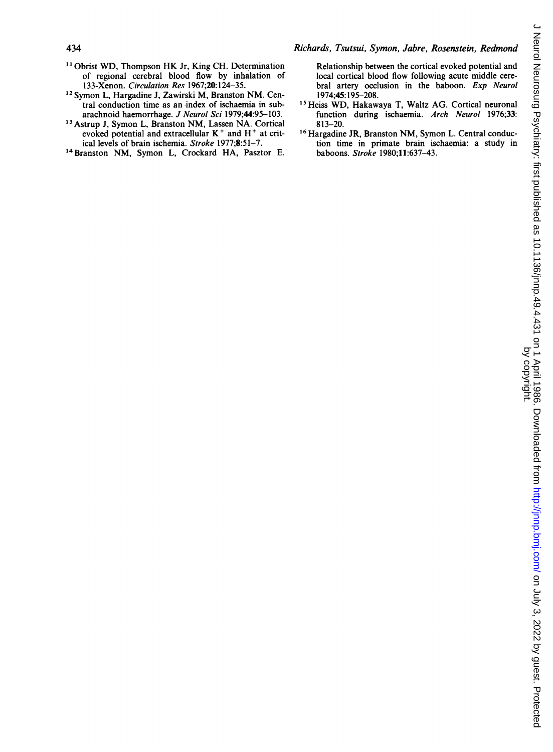[11] Obrist WD, Thompson HK Jr, King CH. Determination of regional cerebral blood flow by inhalation of 133-Xenon. *Circulation Res* 1967;**20**:124–35.

[12] Symon L, Hargadine J, Zawirski M, Branston NM. Central conduction time as an index of ischaemia in subarachnoid haemorrhage. *J Neurol Sci* 1979;**44**:95–103.

[13] Astrup J, Symon L, Branston NM, Lassen NA. Cortical evoked potential and extracellular $K^+$ and $H^+$ at critical levels of brain ischemia. *Stroke* 1977;**8**:51–7.

[14] Branston NM, Symon L, Crockard HA, Pasztor E. Relationship between the cortical evoked potential and local cortical blood flow following acute middle cerebral artery occlusion in the baboon. *Exp Neurol* 1974;**45**:195–208.

[15] Heiss WD, Hakawaya T, Waltz AG. Cortical neuronal function during ischaemia. *Arch Neurol* 1976;**33**: 813–20.

[16] Hargadine JR, Branston NM, Symon L. Central conduction time in primate brain ischaemia: a study in baboons. *Stroke* 1980;**11**:637–43.